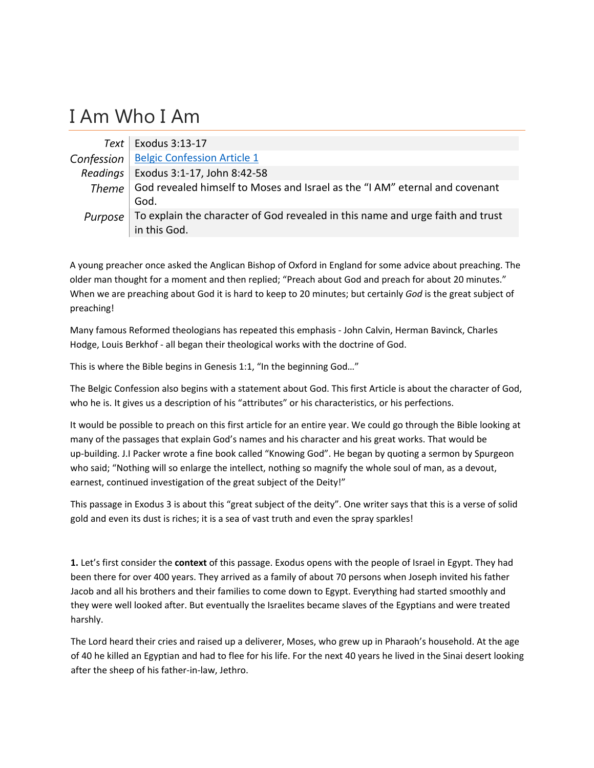# I Am Who I Am

| | |
|---|---|
| *Text* | Exodus 3:13-17 |
| *Confession* | [Belgic Confession Article 1] |
| *Readings* | Exodus 3:1-17, John 8:42-58 |
| *Theme* | God revealed himself to Moses and Israel as the "I AM" eternal and covenant God. |
| *Purpose* | To explain the character of God revealed in this name and urge faith and trust in this God. |

A young preacher once asked the Anglican Bishop of Oxford in England for some advice about preaching. The older man thought for a moment and then replied; "Preach about God and preach for about 20 minutes." When we are preaching about God it is hard to keep to 20 minutes; but certainly *God* is the great subject of preaching!

Many famous Reformed theologians has repeated this emphasis - John Calvin, Herman Bavinck, Charles Hodge, Louis Berkhof - all began their theological works with the doctrine of God.

This is where the Bible begins in Genesis 1:1, "In the beginning God…"

The Belgic Confession also begins with a statement about God. This first Article is about the character of God, who he is. It gives us a description of his "attributes" or his characteristics, or his perfections.

It would be possible to preach on this first article for an entire year. We could go through the Bible looking at many of the passages that explain God's names and his character and his great works. That would be up-building. J.I Packer wrote a fine book called "Knowing God". He began by quoting a sermon by Spurgeon who said; "Nothing will so enlarge the intellect, nothing so magnify the whole soul of man, as a devout, earnest, continued investigation of the great subject of the Deity!"

This passage in Exodus 3 is about this "great subject of the deity". One writer says that this is a verse of solid gold and even its dust is riches; it is a sea of vast truth and even the spray sparkles!

**1.** Let's first consider the **context** of this passage. Exodus opens with the people of Israel in Egypt. They had been there for over 400 years. They arrived as a family of about 70 persons when Joseph invited his father Jacob and all his brothers and their families to come down to Egypt. Everything had started smoothly and they were well looked after. But eventually the Israelites became slaves of the Egyptians and were treated harshly.

The Lord heard their cries and raised up a deliverer, Moses, who grew up in Pharaoh's household. At the age of 40 he killed an Egyptian and had to flee for his life. For the next 40 years he lived in the Sinai desert looking after the sheep of his father-in-law, Jethro.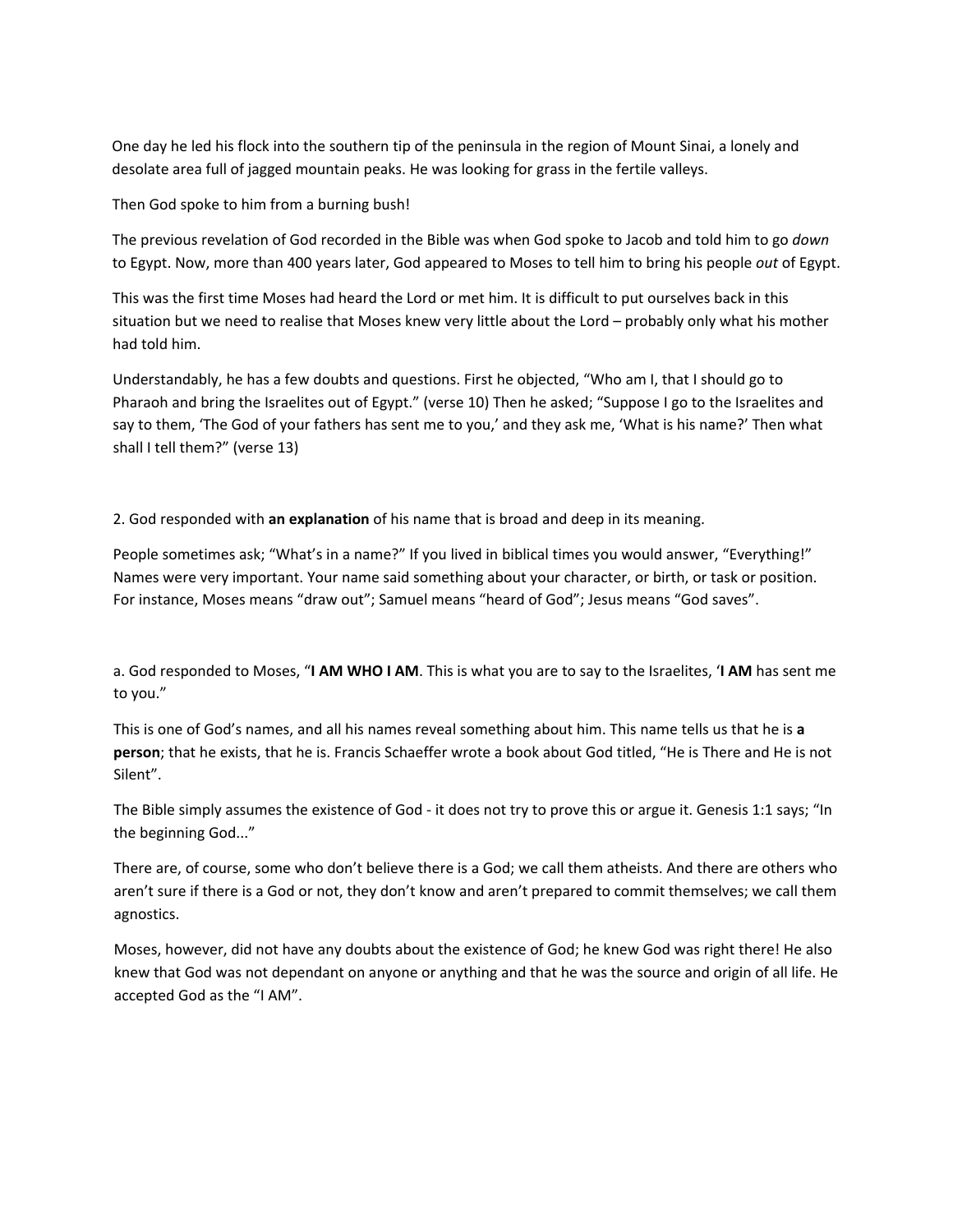One day he led his flock into the southern tip of the peninsula in the region of Mount Sinai, a lonely and desolate area full of jagged mountain peaks. He was looking for grass in the fertile valleys.

Then God spoke to him from a burning bush!

The previous revelation of God recorded in the Bible was when God spoke to Jacob and told him to go *down* to Egypt. Now, more than 400 years later, God appeared to Moses to tell him to bring his people *out* of Egypt.

This was the first time Moses had heard the Lord or met him. It is difficult to put ourselves back in this situation but we need to realise that Moses knew very little about the Lord – probably only what his mother had told him.

Understandably, he has a few doubts and questions. First he objected, "Who am I, that I should go to Pharaoh and bring the Israelites out of Egypt." (verse 10) Then he asked; "Suppose I go to the Israelites and say to them, 'The God of your fathers has sent me to you,' and they ask me, 'What is his name?' Then what shall I tell them?" (verse 13)

2. God responded with **an explanation** of his name that is broad and deep in its meaning.

People sometimes ask; "What's in a name?" If you lived in biblical times you would answer, "Everything!" Names were very important. Your name said something about your character, or birth, or task or position. For instance, Moses means "draw out"; Samuel means "heard of God"; Jesus means "God saves".

a. God responded to Moses, "**I AM WHO I AM**. This is what you are to say to the Israelites, '**I AM** has sent me to you."

This is one of God's names, and all his names reveal something about him. This name tells us that he is **a person**; that he exists, that he is. Francis Schaeffer wrote a book about God titled, "He is There and He is not Silent".

The Bible simply assumes the existence of God - it does not try to prove this or argue it. Genesis 1:1 says; "In the beginning God..."

There are, of course, some who don't believe there is a God; we call them atheists. And there are others who aren't sure if there is a God or not, they don't know and aren't prepared to commit themselves; we call them agnostics.

Moses, however, did not have any doubts about the existence of God; he knew God was right there! He also knew that God was not dependant on anyone or anything and that he was the source and origin of all life. He accepted God as the "I AM".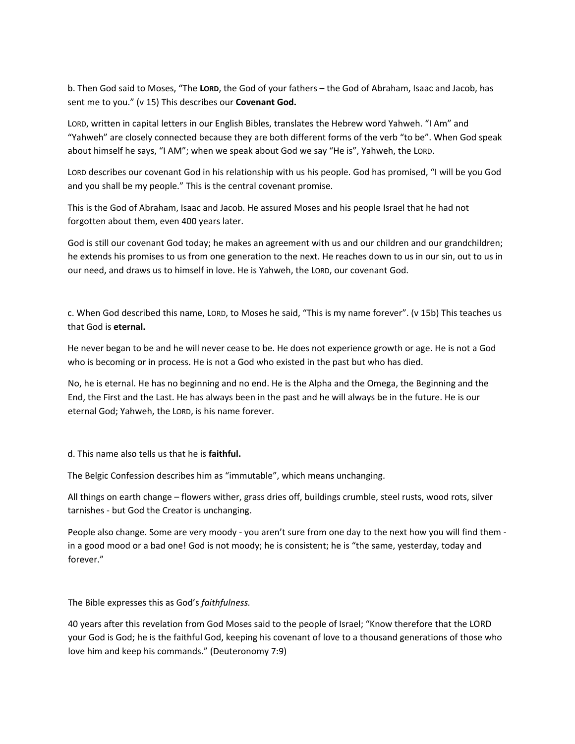b. Then God said to Moses, "The **LORD**, the God of your fathers – the God of Abraham, Isaac and Jacob, has sent me to you." (v 15) This describes our **Covenant God.**

LORD, written in capital letters in our English Bibles, translates the Hebrew word Yahweh. "I Am" and "Yahweh" are closely connected because they are both different forms of the verb "to be". When God speak about himself he says, "I AM"; when we speak about God we say "He is", Yahweh, the LORD.

LORD describes our covenant God in his relationship with us his people. God has promised, "I will be you God and you shall be my people." This is the central covenant promise.

This is the God of Abraham, Isaac and Jacob. He assured Moses and his people Israel that he had not forgotten about them, even 400 years later.

God is still our covenant God today; he makes an agreement with us and our children and our grandchildren; he extends his promises to us from one generation to the next. He reaches down to us in our sin, out to us in our need, and draws us to himself in love. He is Yahweh, the LORD, our covenant God.

c. When God described this name, LORD, to Moses he said, "This is my name forever". (v 15b) This teaches us that God is **eternal.**

He never began to be and he will never cease to be. He does not experience growth or age. He is not a God who is becoming or in process. He is not a God who existed in the past but who has died.

No, he is eternal. He has no beginning and no end. He is the Alpha and the Omega, the Beginning and the End, the First and the Last. He has always been in the past and he will always be in the future. He is our eternal God; Yahweh, the LORD, is his name forever.

d. This name also tells us that he is **faithful.**

The Belgic Confession describes him as "immutable", which means unchanging.

All things on earth change – flowers wither, grass dries off, buildings crumble, steel rusts, wood rots, silver tarnishes - but God the Creator is unchanging.

People also change. Some are very moody - you aren't sure from one day to the next how you will find them - in a good mood or a bad one! God is not moody; he is consistent; he is "the same, yesterday, today and forever."

The Bible expresses this as God's *faithfulness.*

40 years after this revelation from God Moses said to the people of Israel; "Know therefore that the LORD your God is God; he is the faithful God, keeping his covenant of love to a thousand generations of those who love him and keep his commands." (Deuteronomy 7:9)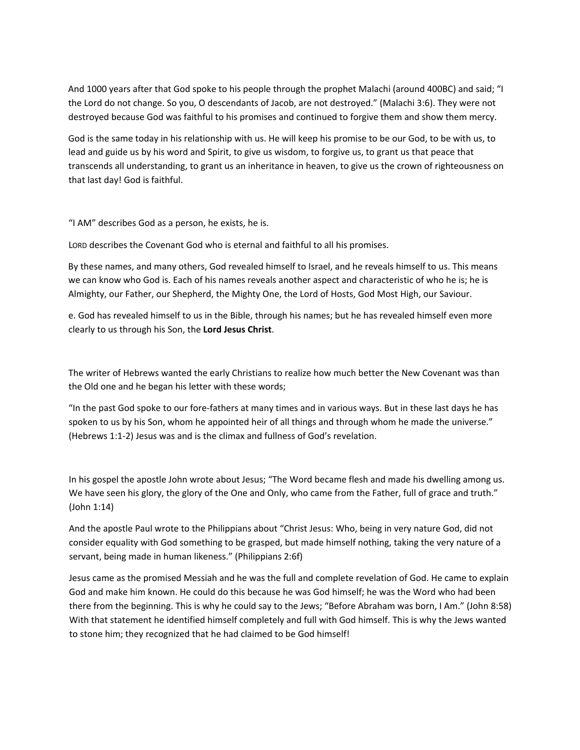And 1000 years after that God spoke to his people through the prophet Malachi (around 400BC) and said; "I the Lord do not change. So you, O descendants of Jacob, are not destroyed." (Malachi 3:6). They were not destroyed because God was faithful to his promises and continued to forgive them and show them mercy.

God is the same today in his relationship with us. He will keep his promise to be our God, to be with us, to lead and guide us by his word and Spirit, to give us wisdom, to forgive us, to grant us that peace that transcends all understanding, to grant us an inheritance in heaven, to give us the crown of righteousness on that last day! God is faithful.

"I AM" describes God as a person, he exists, he is.

LORD describes the Covenant God who is eternal and faithful to all his promises.

By these names, and many others, God revealed himself to Israel, and he reveals himself to us. This means we can know who God is. Each of his names reveals another aspect and characteristic of who he is; he is Almighty, our Father, our Shepherd, the Mighty One, the Lord of Hosts, God Most High, our Saviour.

e. God has revealed himself to us in the Bible, through his names; but he has revealed himself even more clearly to us through his Son, the **Lord Jesus Christ**.

The writer of Hebrews wanted the early Christians to realize how much better the New Covenant was than the Old one and he began his letter with these words;

"In the past God spoke to our fore-fathers at many times and in various ways. But in these last days he has spoken to us by his Son, whom he appointed heir of all things and through whom he made the universe." (Hebrews 1:1-2) Jesus was and is the climax and fullness of God's revelation.

In his gospel the apostle John wrote about Jesus; "The Word became flesh and made his dwelling among us. We have seen his glory, the glory of the One and Only, who came from the Father, full of grace and truth." (John 1:14)

And the apostle Paul wrote to the Philippians about "Christ Jesus: Who, being in very nature God, did not consider equality with God something to be grasped, but made himself nothing, taking the very nature of a servant, being made in human likeness." (Philippians 2:6f)

Jesus came as the promised Messiah and he was the full and complete revelation of God. He came to explain God and make him known. He could do this because he was God himself; he was the Word who had been there from the beginning. This is why he could say to the Jews; "Before Abraham was born, I Am." (John 8:58) With that statement he identified himself completely and full with God himself. This is why the Jews wanted to stone him; they recognized that he had claimed to be God himself!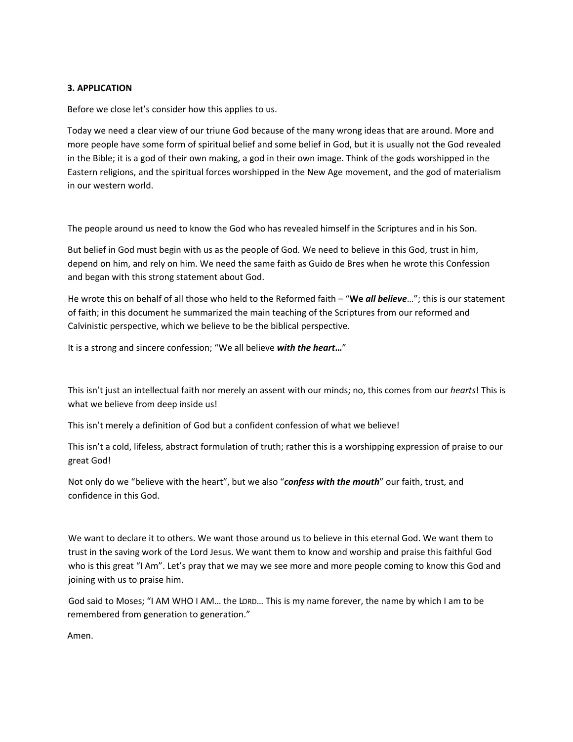**3. APPLICATION**

Before we close let's consider how this applies to us.

Today we need a clear view of our triune God because of the many wrong ideas that are around. More and more people have some form of spiritual belief and some belief in God, but it is usually not the God revealed in the Bible; it is a god of their own making, a god in their own image. Think of the gods worshipped in the Eastern religions, and the spiritual forces worshipped in the New Age movement, and the god of materialism in our western world.

The people around us need to know the God who has revealed himself in the Scriptures and in his Son.

But belief in God must begin with us as the people of God. We need to believe in this God, trust in him, depend on him, and rely on him. We need the same faith as Guido de Bres when he wrote this Confession and began with this strong statement about God.

He wrote this on behalf of all those who held to the Reformed faith – "**We *all believe***…"; this is our statement of faith; in this document he summarized the main teaching of the Scriptures from our reformed and Calvinistic perspective, which we believe to be the biblical perspective.

It is a strong and sincere confession; "We all believe ***with the heart*…**"

This isn't just an intellectual faith nor merely an assent with our minds; no, this comes from our *hearts*! This is what we believe from deep inside us!

This isn't merely a definition of God but a confident confession of what we believe!

This isn't a cold, lifeless, abstract formulation of truth; rather this is a worshipping expression of praise to our great God!

Not only do we "believe with the heart", but we also "***confess with the mouth***" our faith, trust, and confidence in this God.

We want to declare it to others. We want those around us to believe in this eternal God. We want them to trust in the saving work of the Lord Jesus. We want them to know and worship and praise this faithful God who is this great "I Am". Let's pray that we may we see more and more people coming to know this God and joining with us to praise him.

God said to Moses; "I AM WHO I AM… the LORD… This is my name forever, the name by which I am to be remembered from generation to generation."

Amen.